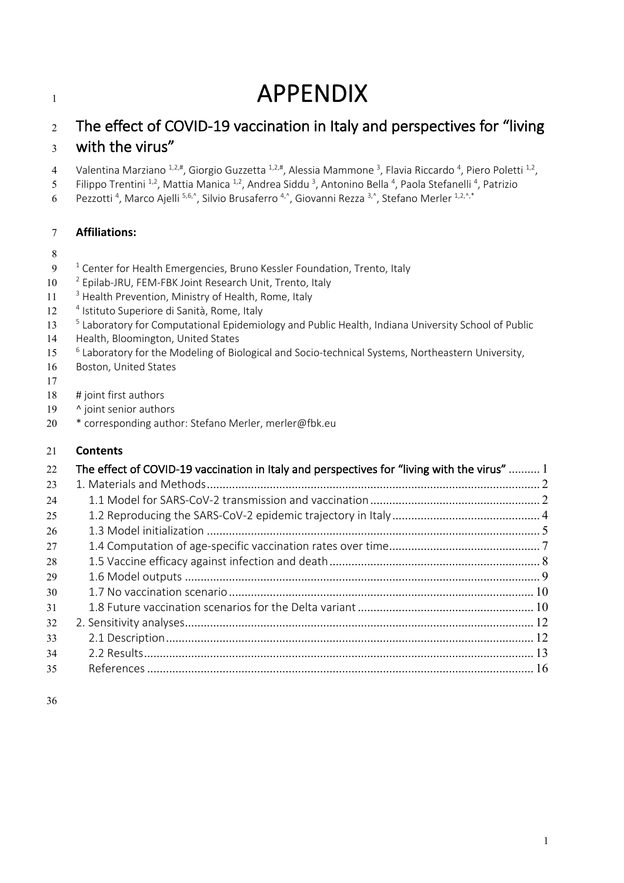# APPENDIX

## The effect of COVID-19 vaccination in Italy and perspectives for "living with the virus"

Valentina Marziano [1,2,#], Giorgio Guzzetta [1,2,#], Alessia Mammone [3], Flavia Riccardo [4], Piero Poletti [1,2], Filippo Trentini [1,2], Mattia Manica [1,2], Andrea Siddu [3], Antonino Bella [4], Paola Stefanelli [4], Patrizio Pezzotti [4], Marco Ajelli [5,6,^], Silvio Brusaferro [4,^], Giovanni Rezza [3,^], Stefano Merler [1,2,^,*]

**Affiliations:**

[1] Center for Health Emergencies, Bruno Kessler Foundation, Trento, Italy
[2] Epilab-JRU, FEM-FBK Joint Research Unit, Trento, Italy
[3] Health Prevention, Ministry of Health, Rome, Italy
[4] Istituto Superiore di Sanità, Rome, Italy
[5] Laboratory for Computational Epidemiology and Public Health, Indiana University School of Public Health, Bloomington, United States
[6] Laboratory for the Modeling of Biological and Socio-technical Systems, Northeastern University, Boston, United States

# joint first authors
^ joint senior authors
* corresponding author: Stefano Merler, merler@fbk.eu

**Contents**

The effect of COVID-19 vaccination in Italy and perspectives for "living with the virus" .......... 1
1. Materials and Methods .......... 2
  1.1 Model for SARS-CoV-2 transmission and vaccination .......... 2
  1.2 Reproducing the SARS-CoV-2 epidemic trajectory in Italy .......... 4
  1.3 Model initialization .......... 5
  1.4 Computation of age-specific vaccination rates over time .......... 7
  1.5 Vaccine efficacy against infection and death .......... 8
  1.6 Model outputs .......... 9
  1.7 No vaccination scenario .......... 10
  1.8 Future vaccination scenarios for the Delta variant .......... 10
2. Sensitivity analyses .......... 12
  2.1 Description .......... 12
  2.2 Results .......... 13
  References .......... 16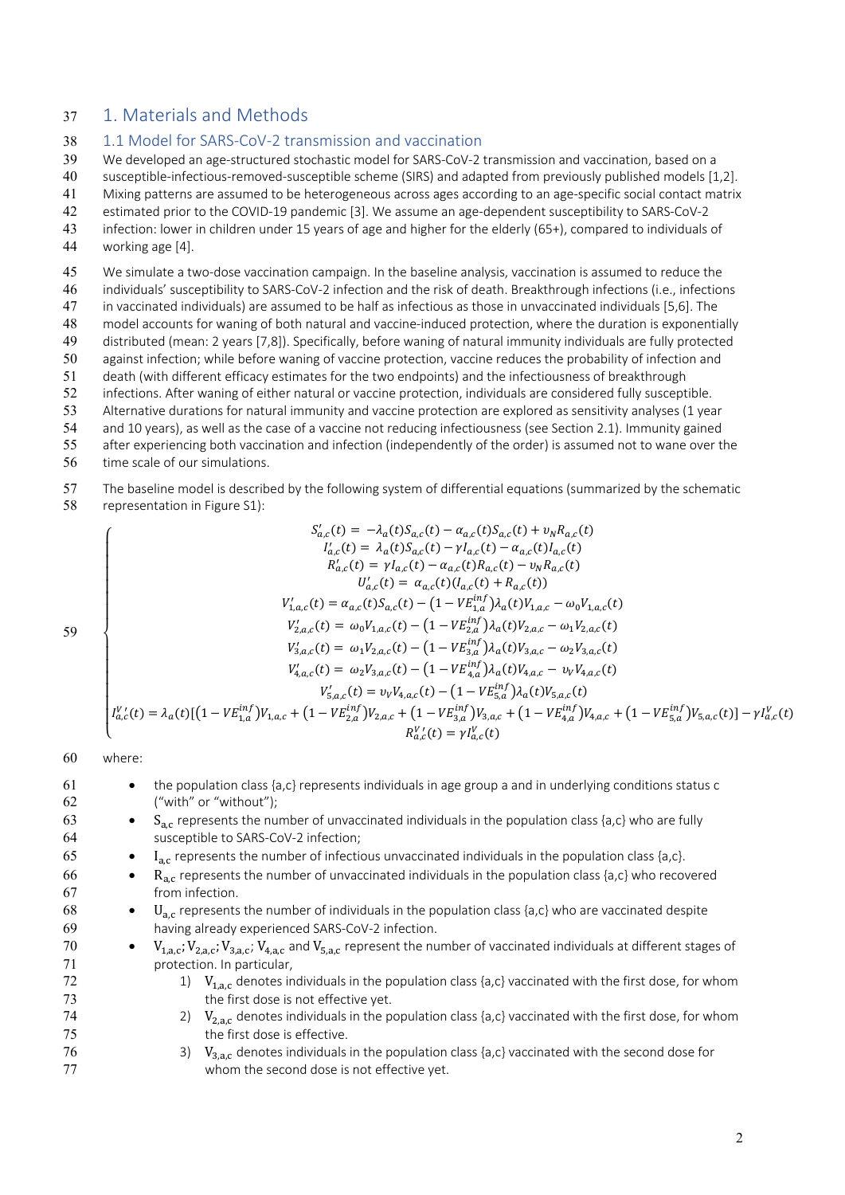# 1. Materials and Methods

## 1.1 Model for SARS-CoV-2 transmission and vaccination

We developed an age-structured stochastic model for SARS-CoV-2 transmission and vaccination, based on a susceptible-infectious-removed-susceptible scheme (SIRS) and adapted from previously published models [1,2]. Mixing patterns are assumed to be heterogeneous across ages according to an age-specific social contact matrix estimated prior to the COVID-19 pandemic [3]. We assume an age-dependent susceptibility to SARS-CoV-2 infection: lower in children under 15 years of age and higher for the elderly (65+), compared to individuals of working age [4].

We simulate a two-dose vaccination campaign. In the baseline analysis, vaccination is assumed to reduce the individuals' susceptibility to SARS-CoV-2 infection and the risk of death. Breakthrough infections (i.e., infections in vaccinated individuals) are assumed to be half as infectious as those in unvaccinated individuals [5,6]. The model accounts for waning of both natural and vaccine-induced protection, where the duration is exponentially distributed (mean: 2 years [7,8]). Specifically, before waning of natural immunity individuals are fully protected against infection; while before waning of vaccine protection, vaccine reduces the probability of infection and death (with different efficacy estimates for the two endpoints) and the infectiousness of breakthrough infections. After waning of either natural or vaccine protection, individuals are considered fully susceptible. Alternative durations for natural immunity and vaccine protection are explored as sensitivity analyses (1 year and 10 years), as well as the case of a vaccine not reducing infectiousness (see Section 2.1). Immunity gained after experiencing both vaccination and infection (independently of the order) is assumed not to wane over the time scale of our simulations.

The baseline model is described by the following system of differential equations (summarized by the schematic representation in Figure S1):

$$
\begin{cases}
S'_{a,c}(t) = -\lambda_a(t)S_{a,c}(t) - \alpha_{a,c}(t)S_{a,c}(t) + \upsilon_N R_{a,c}(t) \\
I'_{a,c}(t) = \lambda_a(t)S_{a,c}(t) - \gamma I_{a,c}(t) - \alpha_{a,c}(t)I_{a,c}(t) \\
R'_{a,c}(t) = \gamma I_{a,c}(t) - \alpha_{a,c}(t)R_{a,c}(t) - \upsilon_N R_{a,c}(t) \\
U'_{a,c}(t) = \alpha_{a,c}(t)(I_{a,c}(t) + R_{a,c}(t)) \\
V'_{1,a,c}(t) = \alpha_{a,c}(t)S_{a,c}(t) - \left(1 - VE^{inf}_{1,a}\right)\lambda_a(t)V_{1,a,c} - \omega_0 V_{1,a,c}(t) \\
V'_{2,a,c}(t) = \omega_0 V_{1,a,c}(t) - \left(1 - VE^{inf}_{2,a}\right)\lambda_a(t)V_{2,a,c} - \omega_1 V_{2,a,c}(t) \\
V'_{3,a,c}(t) = \omega_1 V_{2,a,c}(t) - \left(1 - VE^{inf}_{3,a}\right)\lambda_a(t)V_{3,a,c} - \omega_2 V_{3,a,c}(t) \\
V'_{4,a,c}(t) = \omega_2 V_{3,a,c}(t) - \left(1 - VE^{inf}_{4,a}\right)\lambda_a(t)V_{4,a,c} - \upsilon_V V_{4,a,c}(t) \\
V'_{5,a,c}(t) = \upsilon_V V_{4,a,c}(t) - \left(1 - VE^{inf}_{5,a}\right)\lambda_a(t)V_{5,a,c}(t) \\
I^{V\,\prime}_{a,c}(t) = \lambda_a(t)\left[\left(1 - VE^{inf}_{1,a}\right)V_{1,a,c} + \left(1 - VE^{inf}_{2,a}\right)V_{2,a,c} + \left(1 - VE^{inf}_{3,a}\right)V_{3,a,c} + \left(1 - VE^{inf}_{4,a}\right)V_{4,a,c} + \left(1 - VE^{inf}_{5,a}\right)V_{5,a,c}(t)\right] - \gamma I^V_{a,c}(t) \\
R^{V\,\prime}_{a,c}(t) = \gamma I^V_{a,c}(t)
\end{cases}
$$

where:

- the population class {a,c} represents individuals in age group a and in underlying conditions status c ("with" or "without");
- $S_{a,c}$ represents the number of unvaccinated individuals in the population class {a,c} who are fully susceptible to SARS-CoV-2 infection;
- $I_{a,c}$ represents the number of infectious unvaccinated individuals in the population class {a,c}.
- $R_{a,c}$ represents the number of unvaccinated individuals in the population class {a,c} who recovered from infection.
- $U_{a,c}$ represents the number of individuals in the population class {a,c} who are vaccinated despite having already experienced SARS-CoV-2 infection.
- $V_{1,a,c}$; $V_{2,a,c}$; $V_{3,a,c}$; $V_{4,a,c}$ and $V_{5,a,c}$ represent the number of vaccinated individuals at different stages of protection. In particular,
    1) $V_{1,a,c}$ denotes individuals in the population class {a,c} vaccinated with the first dose, for whom the first dose is not effective yet.
    2) $V_{2,a,c}$ denotes individuals in the population class {a,c} vaccinated with the first dose, for whom the first dose is effective.
    3) $V_{3,a,c}$ denotes individuals in the population class {a,c} vaccinated with the second dose for whom the second dose is not effective yet.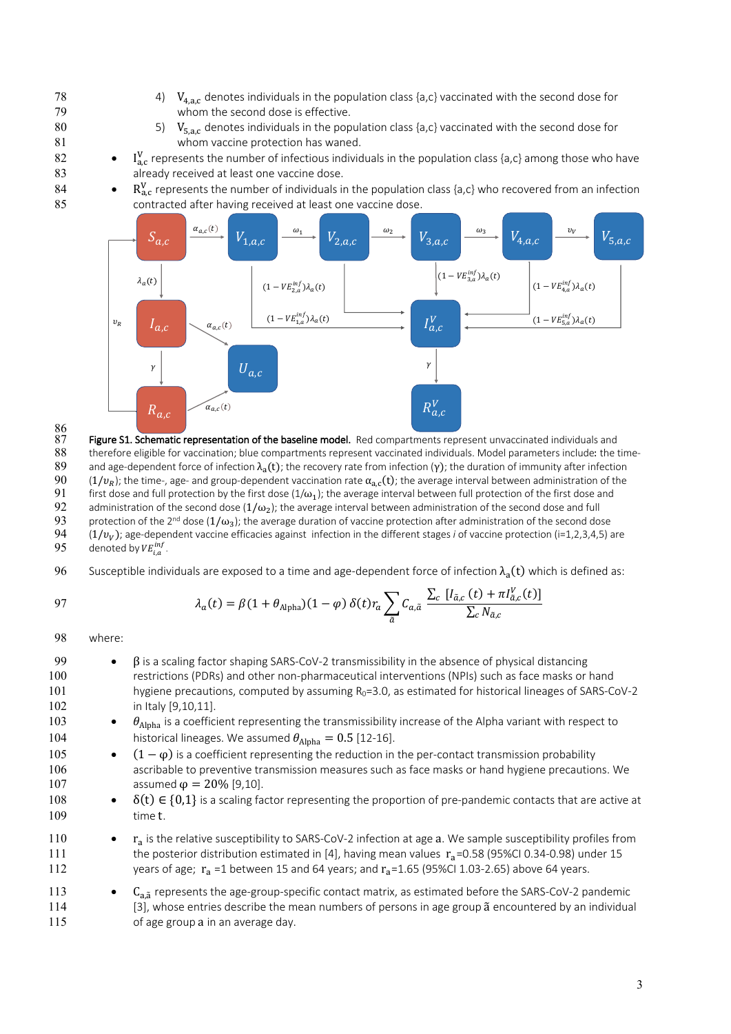4) $V_{4,a,c}$ denotes individuals in the population class {a,c} vaccinated with the second dose for whom the second dose is effective.
5) $V_{5,a,c}$ denotes individuals in the population class {a,c} vaccinated with the second dose for whom vaccine protection has waned.

- $I^V_{a,c}$ represents the number of infectious individuals in the population class {a,c} among those who have already received at least one vaccine dose.
- $R^V_{a,c}$ represents the number of individuals in the population class {a,c} who recovered from an infection contracted after having received at least one vaccine dose.

**Figure S1. Schematic representation of the baseline model.** Red compartments represent unvaccinated individuals and therefore eligible for vaccination; blue compartments represent vaccinated individuals. Model parameters include: the time- and age-dependent force of infection $\lambda_a(t)$; the recovery rate from infection ($\gamma$); the duration of immunity after infection ($1/\upsilon_R$); the time-, age- and group-dependent vaccination rate $\alpha_{a,c}(t)$; the average interval between administration of the first dose and full protection by the first dose ($1/\omega_1$); the average interval between full protection of the first dose and administration of the second dose ($1/\omega_2$); the average interval between administration of the second dose and full protection of the 2nd dose ($1/\omega_3$); the average duration of vaccine protection after administration of the second dose ($1/\upsilon_V$); age-dependent vaccine efficacies against infection in the different stages *i* of vaccine protection (i=1,2,3,4,5) are denoted by $VE^{inf}_{i,a}$.

Susceptible individuals are exposed to a time and age-dependent force of infection $\lambda_a(t)$ which is defined as:

$$\lambda_a(t) = \beta(1+\theta_{\text{Alpha}})(1-\varphi)\,\delta(t) r_a \sum_{\tilde{a}} C_{a,\tilde{a}} \frac{\sum_c \left[I_{\tilde{a},c}(t) + \pi I^V_{\tilde{a},c}(t)\right]}{\sum_c N_{\tilde{a},c}}$$

where:

- $\beta$ is a scaling factor shaping SARS-CoV-2 transmissibility in the absence of physical distancing restrictions (PDRs) and other non-pharmaceutical interventions (NPIs) such as face masks or hand hygiene precautions, computed by assuming $R_0$=3.0, as estimated for historical lineages of SARS-CoV-2 in Italy [9,10,11].
- $\theta_{\text{Alpha}}$ is a coefficient representing the transmissibility increase of the Alpha variant with respect to historical lineages. We assumed $\theta_{\text{Alpha}} = 0.5$ [12-16].
- $(1-\varphi)$ is a coefficient representing the reduction in the per-contact transmission probability ascribable to preventive transmission measures such as face masks or hand hygiene precautions. We assumed $\varphi = 20\%$ [9,10].
- $\delta(t) \in \{0,1\}$ is a scaling factor representing the proportion of pre-pandemic contacts that are active at time $t$.
- $r_a$ is the relative susceptibility to SARS-CoV-2 infection at age $a$. We sample susceptibility profiles from the posterior distribution estimated in [4], having mean values $r_a$=0.58 (95%CI 0.34-0.98) under 15 years of age; $r_a$ =1 between 15 and 64 years; and $r_a$=1.65 (95%CI 1.03-2.65) above 64 years.
- $C_{a,\tilde{a}}$ represents the age-group-specific contact matrix, as estimated before the SARS-CoV-2 pandemic [3], whose entries describe the mean numbers of persons in age group $\tilde{a}$ encountered by an individual of age group $a$ in an average day.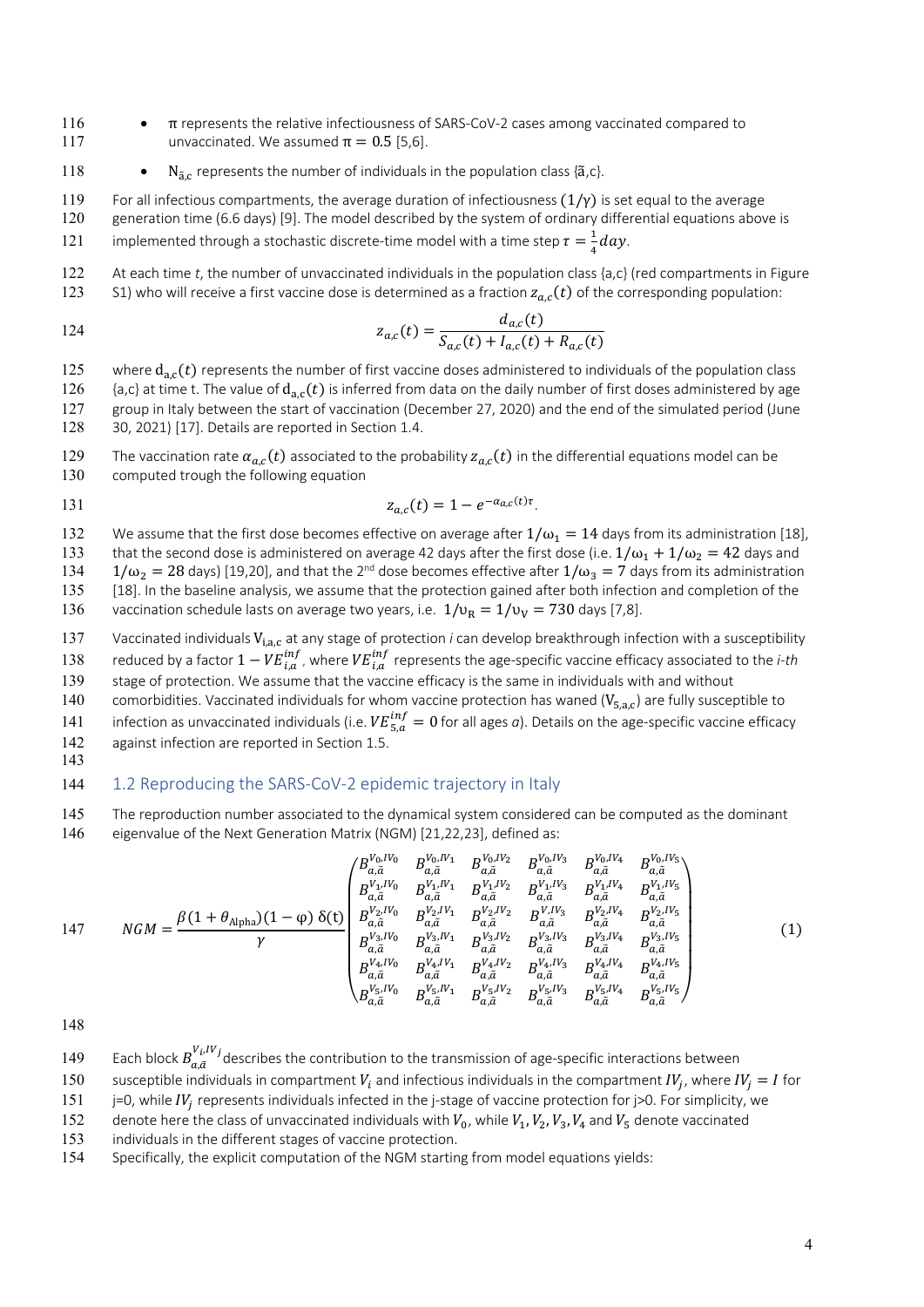- $\pi$ represents the relative infectiousness of SARS-CoV-2 cases among vaccinated compared to unvaccinated. We assumed $\pi = 0.5$ [5,6].
- $N_{\tilde{a},c}$ represents the number of individuals in the population class {ã,c}.

For all infectious compartments, the average duration of infectiousness $(1/\gamma)$ is set equal to the average generation time (6.6 days) [9]. The model described by the system of ordinary differential equations above is implemented through a stochastic discrete-time model with a time step $\tau = \frac{1}{4}day$.

At each time $t$, the number of unvaccinated individuals in the population class {a,c} (red compartments in Figure S1) who will receive a first vaccine dose is determined as a fraction $z_{a,c}(t)$ of the corresponding population:

$$z_{a,c}(t) = \frac{d_{a,c}(t)}{S_{a,c}(t) + I_{a,c}(t) + R_{a,c}(t)}$$

where $d_{a,c}(t)$ represents the number of first vaccine doses administered to individuals of the population class {a,c} at time t. The value of $d_{a,c}(t)$ is inferred from data on the daily number of first doses administered by age group in Italy between the start of vaccination (December 27, 2020) and the end of the simulated period (June 30, 2021) [17]. Details are reported in Section 1.4.

The vaccination rate $\alpha_{a,c}(t)$ associated to the probability $z_{a,c}(t)$ in the differential equations model can be computed trough the following equation

$$z_{a,c}(t) = 1 - e^{-\alpha_{a,c}(t)\tau}.$$

We assume that the first dose becomes effective on average after $1/\omega_1 = 14$ days from its administration [18], that the second dose is administered on average 42 days after the first dose (i.e. $1/\omega_1 + 1/\omega_2 = 42$ days and $1/\omega_2 = 28$ days) [19,20], and that the 2nd dose becomes effective after $1/\omega_3 = 7$ days from its administration [18]. In the baseline analysis, we assume that the protection gained after both infection and completion of the vaccination schedule lasts on average two years, i.e. $1/\upsilon_R = 1/\upsilon_V = 730$ days [7,8].

Vaccinated individuals $V_{i,a,c}$ at any stage of protection *i* can develop breakthrough infection with a susceptibility reduced by a factor $1 - VE_{i,a}^{inf}$, where $VE_{i,a}^{inf}$ represents the age-specific vaccine efficacy associated to the *i-th* stage of protection. We assume that the vaccine efficacy is the same in individuals with and without comorbidities. Vaccinated individuals for whom vaccine protection has waned ($V_{5,a,c}$) are fully susceptible to infection as unvaccinated individuals (i.e. $VE_{5,a}^{inf} = 0$ for all ages *a*). Details on the age-specific vaccine efficacy against infection are reported in Section 1.5.

## 1.2 Reproducing the SARS-CoV-2 epidemic trajectory in Italy

The reproduction number associated to the dynamical system considered can be computed as the dominant eigenvalue of the Next Generation Matrix (NGM) [21,22,23], defined as:

$$NGM = \frac{\beta(1+\theta_{\text{Alpha}})(1-\varphi)\,\delta(t)}{\gamma}\begin{pmatrix} B_{a,\tilde{a}}^{V_0,IV_0} & B_{a,\tilde{a}}^{V_0,IV_1} & B_{a,\tilde{a}}^{V_0,IV_2} & B_{a,\tilde{a}}^{V_0,IV_3} & B_{a,\tilde{a}}^{V_0,IV_4} & B_{a,\tilde{a}}^{V_0,IV_5} \\ B_{a,\tilde{a}}^{V_1,IV_0} & B_{a,\tilde{a}}^{V_1,IV_1} & B_{a,\tilde{a}}^{V_1,IV_2} & B_{a,\tilde{a}}^{V_1,IV_3} & B_{a,\tilde{a}}^{V_1,IV_4} & B_{a,\tilde{a}}^{V_1,IV_5} \\ B_{a,\tilde{a}}^{V_2,IV_0} & B_{a,\tilde{a}}^{V_2,IV_1} & B_{a,\tilde{a}}^{V_2,IV_2} & B_{a,\tilde{a}}^{V,IV_3} & B_{a,\tilde{a}}^{V_2,IV_4} & B_{a,\tilde{a}}^{V_2,IV_5} \\ B_{a,\tilde{a}}^{V_3,IV_0} & B_{a,\tilde{a}}^{V_3,IV_1} & B_{a,\tilde{a}}^{V_3,IV_2} & B_{a,\tilde{a}}^{V_3,IV_3} & B_{a,\tilde{a}}^{V_3,IV_4} & B_{a,\tilde{a}}^{V_3,IV_5} \\ B_{a,\tilde{a}}^{V_4,IV_0} & B_{a,\tilde{a}}^{V_4,IV_1} & B_{a,\tilde{a}}^{V_4,IV_2} & B_{a,\tilde{a}}^{V_4,IV_3} & B_{a,\tilde{a}}^{V_4,IV_4} & B_{a,\tilde{a}}^{V_4,IV_5} \\ B_{a,\tilde{a}}^{V_5,IV_0} & B_{a,\tilde{a}}^{V_5,IV_1} & B_{a,\tilde{a}}^{V_5,IV_2} & B_{a,\tilde{a}}^{V_5,IV_3} & B_{a,\tilde{a}}^{V_5,IV_4} & B_{a,\tilde{a}}^{V_5,IV_5} \end{pmatrix} \quad (1)$$

Each block $B_{a,\tilde{a}}^{V_i,IV_j}$ describes the contribution to the transmission of age-specific interactions between susceptible individuals in compartment $V_i$ and infectious individuals in the compartment $IV_j$, where $IV_j = I$ for j=0, while $IV_j$ represents individuals infected in the j-stage of vaccine protection for j>0. For simplicity, we denote here the class of unvaccinated individuals with $V_0$, while $V_1, V_2, V_3, V_4$ and $V_5$ denote vaccinated individuals in the different stages of vaccine protection.

Specifically, the explicit computation of the NGM starting from model equations yields: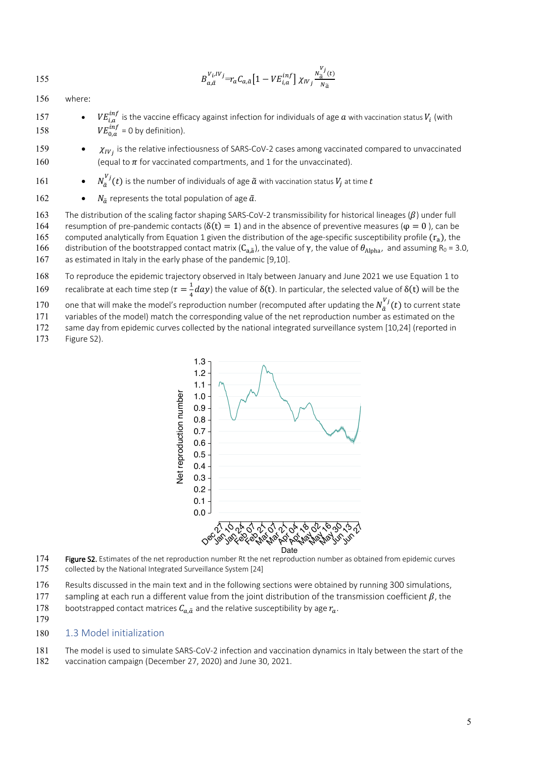$$B_{a,\tilde{a}}^{V_i,IV_j} = r_a C_{a,\tilde{a}} \left[1 - VE_{i,a}^{inf}\right] \chi_{IV_j} \frac{N_{\tilde{a}}^{V_j}(t)}{N_{\tilde{a}}}$$

where:

- $VE_{i,a}^{inf}$ is the vaccine efficacy against infection for individuals of age $a$ with vaccination status $V_i$ (with $VE_{0,a}^{inf}$ = 0 by definition).
- $\chi_{IV_j}$ is the relative infectiousness of SARS-CoV-2 cases among vaccinated compared to unvaccinated (equal to $\pi$ for vaccinated compartments, and 1 for the unvaccinated).
- $N_{\tilde{a}}^{V_j}(t)$ is the number of individuals of age $\tilde{a}$ with vaccination status $V_j$ at time $t$
- $N_{\tilde{a}}$ represents the total population of age $\tilde{a}$.

The distribution of the scaling factor shaping SARS-CoV-2 transmissibility for historical lineages ($\beta$) under full resumption of pre-pandemic contacts ($\delta(t) = 1$) and in the absence of preventive measures ($\varphi = 0$ ), can be computed analytically from Equation 1 given the distribution of the age-specific susceptibility profile ($r_a$), the distribution of the bootstrapped contact matrix ($C_{a,\tilde{a}}$), the value of $\gamma$, the value of $\theta_{Alpha}$, and assuming $R_0$ = 3.0, as estimated in Italy in the early phase of the pandemic [9,10].

To reproduce the epidemic trajectory observed in Italy between January and June 2021 we use Equation 1 to recalibrate at each time step ($\tau = \frac{1}{4}day$) the value of $\delta(t)$. In particular, the selected value of $\delta(t)$ will be the one that will make the model's reproduction number (recomputed after updating the $N_{\tilde{a}}^{V_j}(t)$ to current state variables of the model) match the corresponding value of the net reproduction number as estimated on the same day from epidemic curves collected by the national integrated surveillance system [10,24] (reported in Figure S2).

**Figure S2.** Estimates of the net reproduction number Rt the net reproduction number as obtained from epidemic curves collected by the National Integrated Surveillance System [24]

Results discussed in the main text and in the following sections were obtained by running 300 simulations, sampling at each run a different value from the joint distribution of the transmission coefficient $\beta$, the bootstrapped contact matrices $C_{a,\tilde{a}}$ and the relative susceptibility by age $r_a$.

## 1.3 Model initialization

The model is used to simulate SARS-CoV-2 infection and vaccination dynamics in Italy between the start of the vaccination campaign (December 27, 2020) and June 30, 2021.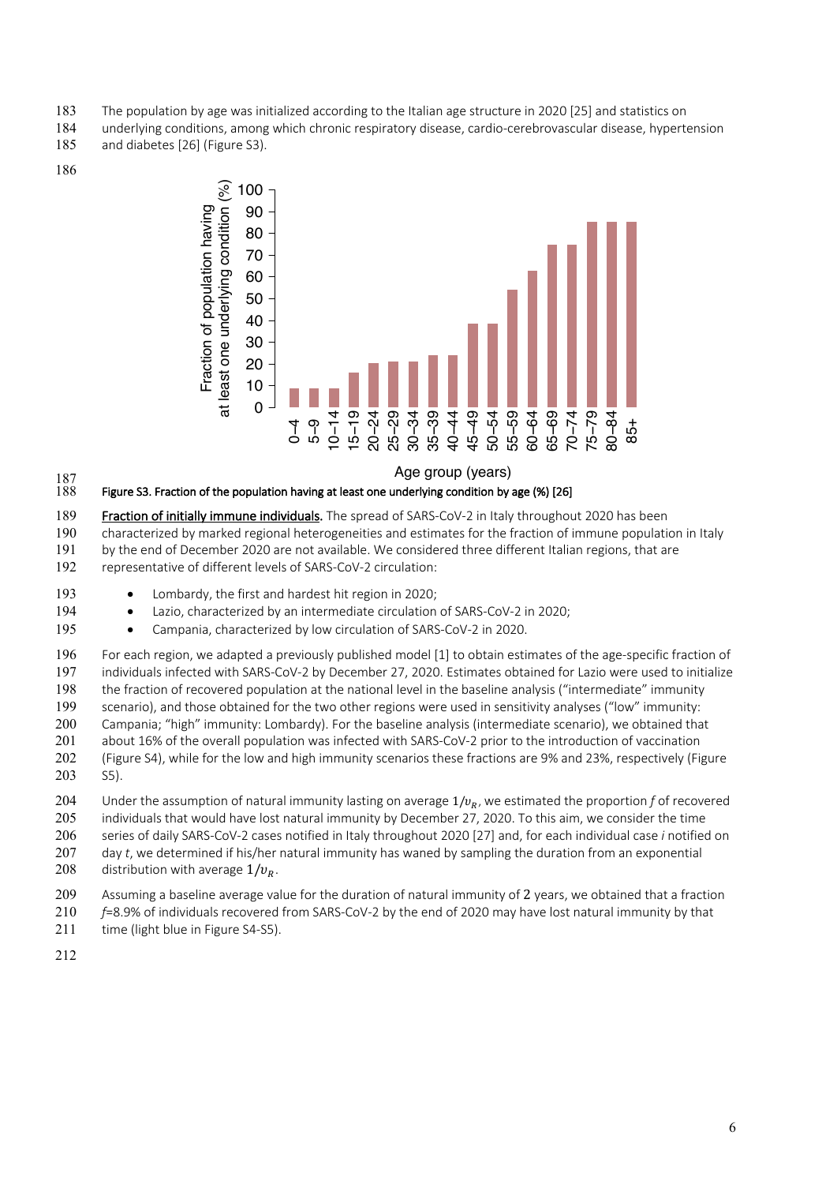The population by age was initialized according to the Italian age structure in 2020 [25] and statistics on underlying conditions, among which chronic respiratory disease, cardio-cerebrovascular disease, hypertension and diabetes [26] (Figure S3).

**Figure S3. Fraction of the population having at least one underlying condition by age (%) [26]**

**Fraction of initially immune individuals.** The spread of SARS-CoV-2 in Italy throughout 2020 has been characterized by marked regional heterogeneities and estimates for the fraction of immune population in Italy by the end of December 2020 are not available. We considered three different Italian regions, that are representative of different levels of SARS-CoV-2 circulation:

- Lombardy, the first and hardest hit region in 2020;
- Lazio, characterized by an intermediate circulation of SARS-CoV-2 in 2020;
- Campania, characterized by low circulation of SARS-CoV-2 in 2020.

For each region, we adapted a previously published model [1] to obtain estimates of the age-specific fraction of individuals infected with SARS-CoV-2 by December 27, 2020. Estimates obtained for Lazio were used to initialize the fraction of recovered population at the national level in the baseline analysis ("intermediate" immunity scenario), and those obtained for the two other regions were used in sensitivity analyses ("low" immunity: Campania; "high" immunity: Lombardy). For the baseline analysis (intermediate scenario), we obtained that about 16% of the overall population was infected with SARS-CoV-2 prior to the introduction of vaccination (Figure S4), while for the low and high immunity scenarios these fractions are 9% and 23%, respectively (Figure S5).

Under the assumption of natural immunity lasting on average $1/\upsilon_R$, we estimated the proportion $f$ of recovered individuals that would have lost natural immunity by December 27, 2020. To this aim, we consider the time series of daily SARS-CoV-2 cases notified in Italy throughout 2020 [27] and, for each individual case $i$ notified on day $t$, we determined if his/her natural immunity has waned by sampling the duration from an exponential distribution with average $1/\upsilon_R$.

Assuming a baseline average value for the duration of natural immunity of 2 years, we obtained that a fraction $f$=8.9% of individuals recovered from SARS-CoV-2 by the end of 2020 may have lost natural immunity by that time (light blue in Figure S4-S5).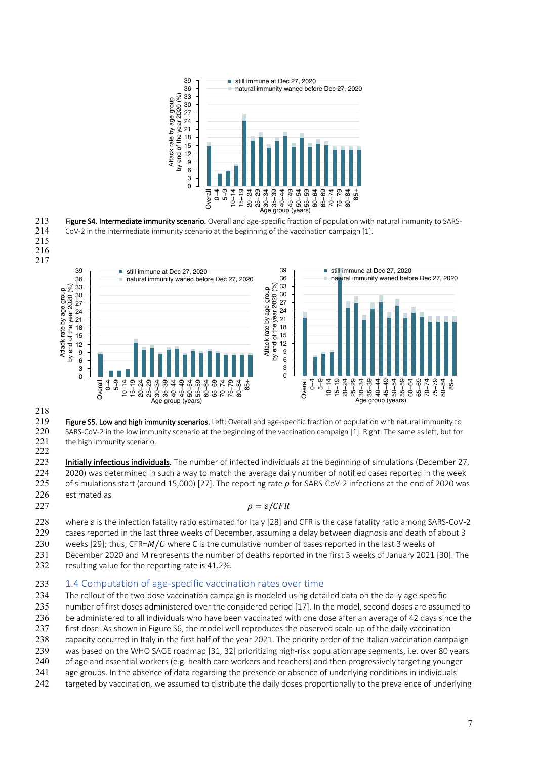**Figure S4. Intermediate immunity scenario.** Overall and age-specific fraction of population with natural immunity to SARS-CoV-2 in the intermediate immunity scenario at the beginning of the vaccination campaign [1].

**Figure S5. Low and high immunity scenarios.** Left: Overall and age-specific fraction of population with natural immunity to SARS-CoV-2 in the low immunity scenario at the beginning of the vaccination campaign [1]. Right: The same as left, but for the high immunity scenario.

<u>Initially infectious individuals.</u> The number of infected individuals at the beginning of simulations (December 27, 2020) was determined in such a way to match the average daily number of notified cases reported in the week of simulations start (around 15,000) [27]. The reporting rate $\rho$ for SARS-CoV-2 infections at the end of 2020 was estimated as

$$\rho = \varepsilon / CFR$$

where $\varepsilon$ is the infection fatality ratio estimated for Italy [28] and CFR is the case fatality ratio among SARS-CoV-2 cases reported in the last three weeks of December, assuming a delay between diagnosis and death of about 3 weeks [29]; thus, CFR=$M/C$ where C is the cumulative number of cases reported in the last 3 weeks of December 2020 and M represents the number of deaths reported in the first 3 weeks of January 2021 [30]. The resulting value for the reporting rate is 41.2%.

## 1.4 Computation of age-specific vaccination rates over time

The rollout of the two-dose vaccination campaign is modeled using detailed data on the daily age-specific number of first doses administered over the considered period [17]. In the model, second doses are assumed to be administered to all individuals who have been vaccinated with one dose after an average of 42 days since the first dose. As shown in Figure S6, the model well reproduces the observed scale-up of the daily vaccination capacity occurred in Italy in the first half of the year 2021. The priority order of the Italian vaccination campaign was based on the WHO SAGE roadmap [31, 32] prioritizing high-risk population age segments, i.e. over 80 years of age and essential workers (e.g. health care workers and teachers) and then progressively targeting younger age groups. In the absence of data regarding the presence or absence of underlying conditions in individuals targeted by vaccination, we assumed to distribute the daily doses proportionally to the prevalence of underlying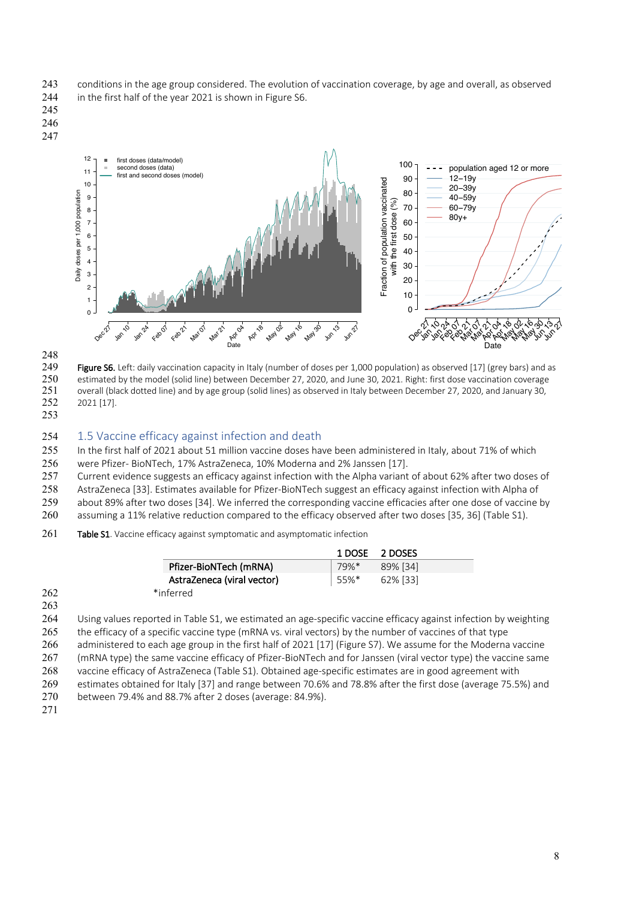conditions in the age group considered. The evolution of vaccination coverage, by age and overall, as observed in the first half of the year 2021 is shown in Figure S6.

**Figure S6.** Left: daily vaccination capacity in Italy (number of doses per 1,000 population) as observed [17] (grey bars) and as estimated by the model (solid line) between December 27, 2020, and June 30, 2021. Right: first dose vaccination coverage overall (black dotted line) and by age group (solid lines) as observed in Italy between December 27, 2020, and January 30, 2021 [17].

## 1.5 Vaccine efficacy against infection and death

In the first half of 2021 about 51 million vaccine doses have been administered in Italy, about 71% of which were Pfizer- BioNTech, 17% AstraZeneca, 10% Moderna and 2% Janssen [17].

Current evidence suggests an efficacy against infection with the Alpha variant of about 62% after two doses of AstraZeneca [33]. Estimates available for Pfizer-BioNTech suggest an efficacy against infection with Alpha of about 89% after two doses [34]. We inferred the corresponding vaccine efficacies after one dose of vaccine by assuming a 11% relative reduction compared to the efficacy observed after two doses [35, 36] (Table S1).

**Table S1**. Vaccine efficacy against symptomatic and asymptomatic infection

| | 1 DOSE | 2 DOSES |
|---|---|---|
| **Pfizer-BioNTech (mRNA)** | 79%* | 89% [34] |
| **AstraZeneca (viral vector)** | 55%* | 62% [33] |

*inferred

Using values reported in Table S1, we estimated an age-specific vaccine efficacy against infection by weighting the efficacy of a specific vaccine type (mRNA vs. viral vectors) by the number of vaccines of that type administered to each age group in the first half of 2021 [17] (Figure S7). We assume for the Moderna vaccine (mRNA type) the same vaccine efficacy of Pfizer-BioNTech and for Janssen (viral vector type) the vaccine same vaccine efficacy of AstraZeneca (Table S1). Obtained age-specific estimates are in good agreement with estimates obtained for Italy [37] and range between 70.6% and 78.8% after the first dose (average 75.5%) and between 79.4% and 88.7% after 2 doses (average: 84.9%).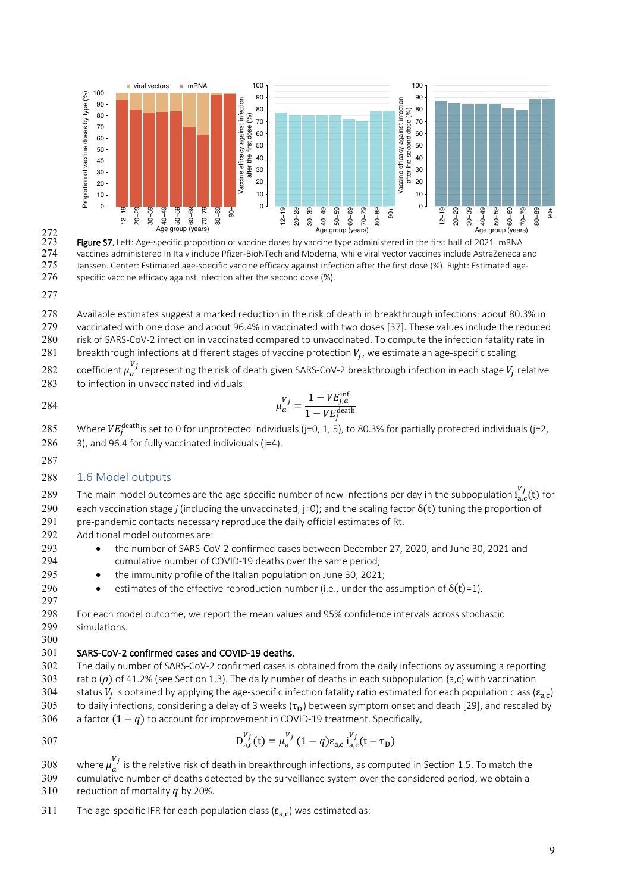Figure S7. Left: Age-specific proportion of vaccine doses by vaccine type administered in the first half of 2021. mRNA vaccines administered in Italy include Pfizer-BioNTech and Moderna, while viral vector vaccines include AstraZeneca and Janssen. Center: Estimated age-specific vaccine efficacy against infection after the first dose (%). Right: Estimated age-specific vaccine efficacy against infection after the second dose (%).

Available estimates suggest a marked reduction in the risk of death in breakthrough infections: about 80.3% in vaccinated with one dose and about 96.4% in vaccinated with two doses [37]. These values include the reduced risk of SARS-CoV-2 infection in vaccinated compared to unvaccinated. To compute the infection fatality rate in breakthrough infections at different stages of vaccine protection $V_j$, we estimate an age-specific scaling coefficient $\mu_a^{V_j}$ representing the risk of death given SARS-CoV-2 breakthrough infection in each stage $V_j$ relative to infection in unvaccinated individuals:

$$\mu_a^{V_j} = \frac{1 - VE_{j,a}^{\text{inf}}}{1 - VE_j^{\text{death}}}$$

Where $VE_j^{\text{death}}$ is set to 0 for unprotected individuals (j=0, 1, 5), to 80.3% for partially protected individuals (j=2, 3), and 96.4 for fully vaccinated individuals (j=4).

## 1.6 Model outputs

The main model outcomes are the age-specific number of new infections per day in the subpopulation $\mathrm{i}_{\mathrm{a,c}}^{V_j}(\mathrm{t})$ for each vaccination stage *j* (including the unvaccinated, j=0); and the scaling factor $\delta(\mathrm{t})$ tuning the proportion of pre-pandemic contacts necessary reproduce the daily official estimates of Rt.

Additional model outcomes are:

- the number of SARS-CoV-2 confirmed cases between December 27, 2020, and June 30, 2021 and cumulative number of COVID-19 deaths over the same period;
- the immunity profile of the Italian population on June 30, 2021;
- estimates of the effective reproduction number (i.e., under the assumption of $\delta(\mathrm{t})$=1).

For each model outcome, we report the mean values and 95% confidence intervals across stochastic simulations.

**SARS-CoV-2 confirmed cases and COVID-19 deaths.**

The daily number of SARS-CoV-2 confirmed cases is obtained from the daily infections by assuming a reporting ratio ($\rho$) of 41.2% (see Section 1.3). The daily number of deaths in each subpopulation {a,c} with vaccination status $V_j$ is obtained by applying the age-specific infection fatality ratio estimated for each population class ($\varepsilon_{\mathrm{a,c}}$) to daily infections, considering a delay of 3 weeks ($\tau_{\mathrm{D}}$) between symptom onset and death [29], and rescaled by a factor $(1-q)$ to account for improvement in COVID-19 treatment. Specifically,

$$\mathrm{D}_{\mathrm{a,c}}^{V_j}(\mathrm{t}) = \mu_{\mathrm{a}}^{V_j}\,(1-q)\varepsilon_{\mathrm{a,c}}\,\mathrm{i}_{\mathrm{a,c}}^{V_j}(\mathrm{t}-\tau_{\mathrm{D}})$$

where $\mu_a^{V_j}$ is the relative risk of death in breakthrough infections, as computed in Section 1.5. To match the cumulative number of deaths detected by the surveillance system over the considered period, we obtain a reduction of mortality $q$ by 20%.

The age-specific IFR for each population class ($\varepsilon_{\mathrm{a,c}}$) was estimated as: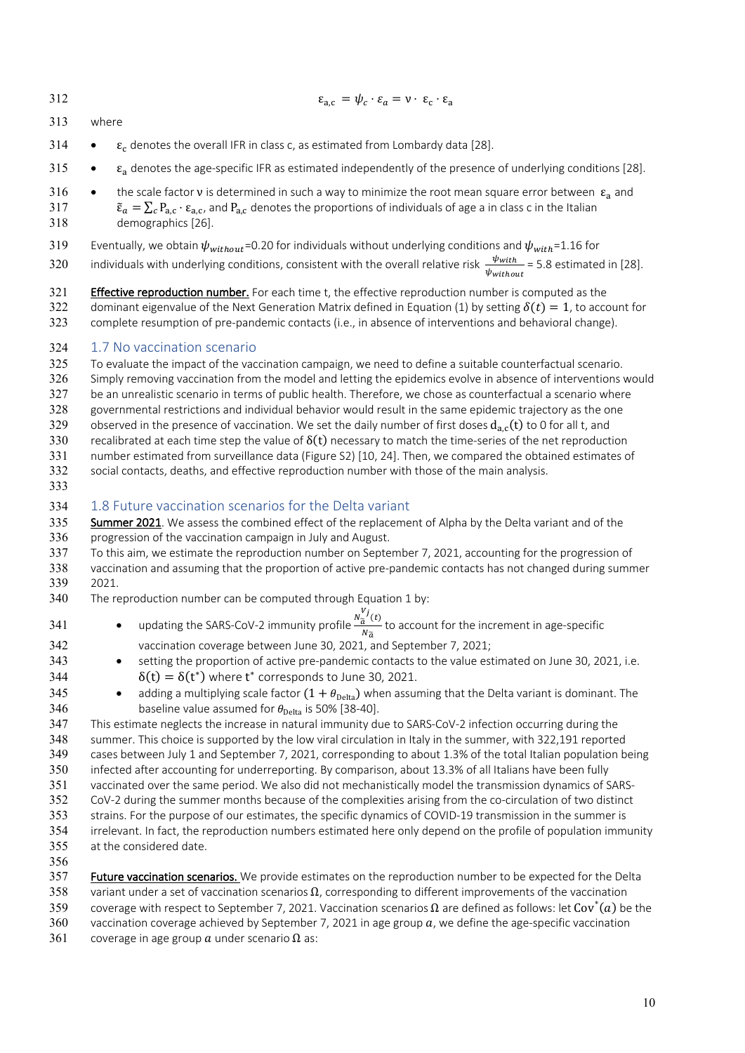$$\varepsilon_{a,c} = \psi_c \cdot \varepsilon_a = \nu \cdot \varepsilon_c \cdot \varepsilon_a$$

where

- $\varepsilon_c$ denotes the overall IFR in class c, as estimated from Lombardy data [28].
- $\varepsilon_a$ denotes the age-specific IFR as estimated independently of the presence of underlying conditions [28].
- the scale factor $\nu$ is determined in such a way to minimize the root mean square error between $\varepsilon_a$ and $\tilde{\varepsilon}_a = \sum_c P_{a,c} \cdot \varepsilon_{a,c}$, and $P_{a,c}$ denotes the proportions of individuals of age a in class c in the Italian demographics [26].

Eventually, we obtain $\psi_{without}$=0.20 for individuals without underlying conditions and $\psi_{with}$=1.16 for individuals with underlying conditions, consistent with the overall relative risk $\frac{\psi_{with}}{\psi_{without}}$ = 5.8 estimated in [28].

**Effective reproduction number.** For each time t, the effective reproduction number is computed as the dominant eigenvalue of the Next Generation Matrix defined in Equation (1) by setting $\delta(t) = 1$, to account for complete resumption of pre-pandemic contacts (i.e., in absence of interventions and behavioral change).

## 1.7 No vaccination scenario

To evaluate the impact of the vaccination campaign, we need to define a suitable counterfactual scenario. Simply removing vaccination from the model and letting the epidemics evolve in absence of interventions would be an unrealistic scenario in terms of public health. Therefore, we chose as counterfactual a scenario where governmental restrictions and individual behavior would result in the same epidemic trajectory as the one observed in the presence of vaccination. We set the daily number of first doses $d_{a,c}(t)$ to 0 for all t, and recalibrated at each time step the value of $\delta(t)$ necessary to match the time-series of the net reproduction number estimated from surveillance data (Figure S2) [10, 24]. Then, we compared the obtained estimates of social contacts, deaths, and effective reproduction number with those of the main analysis.

## 1.8 Future vaccination scenarios for the Delta variant

**Summer 2021**. We assess the combined effect of the replacement of Alpha by the Delta variant and of the progression of the vaccination campaign in July and August.

To this aim, we estimate the reproduction number on September 7, 2021, accounting for the progression of vaccination and assuming that the proportion of active pre-pandemic contacts has not changed during summer 2021.

The reproduction number can be computed through Equation 1 by:

- updating the SARS-CoV-2 immunity profile $\frac{N_{\tilde{a}}^{V_j}(t)}{N_{\tilde{a}}}$ to account for the increment in age-specific vaccination coverage between June 30, 2021, and September 7, 2021;
- setting the proportion of active pre-pandemic contacts to the value estimated on June 30, 2021, i.e. $\delta(t) = \delta(t^*)$ where $t^*$ corresponds to June 30, 2021.
- adding a multiplying scale factor $(1 + \theta_{Delta})$ when assuming that the Delta variant is dominant. The baseline value assumed for $\theta_{Delta}$ is 50% [38-40].

This estimate neglects the increase in natural immunity due to SARS-CoV-2 infection occurring during the summer. This choice is supported by the low viral circulation in Italy in the summer, with 322,191 reported cases between July 1 and September 7, 2021, corresponding to about 1.3% of the total Italian population being infected after accounting for underreporting. By comparison, about 13.3% of all Italians have been fully vaccinated over the same period. We also did not mechanistically model the transmission dynamics of SARS-CoV-2 during the summer months because of the complexities arising from the co-circulation of two distinct strains. For the purpose of our estimates, the specific dynamics of COVID-19 transmission in the summer is irrelevant. In fact, the reproduction numbers estimated here only depend on the profile of population immunity at the considered date.

**Future vaccination scenarios.** We provide estimates on the reproduction number to be expected for the Delta variant under a set of vaccination scenarios $\Omega$, corresponding to different improvements of the vaccination coverage with respect to September 7, 2021. Vaccination scenarios $\Omega$ are defined as follows: let $\mathrm{Cov}^*(a)$ be the vaccination coverage achieved by September 7, 2021 in age group $a$, we define the age-specific vaccination coverage in age group $a$ under scenario $\Omega$ as: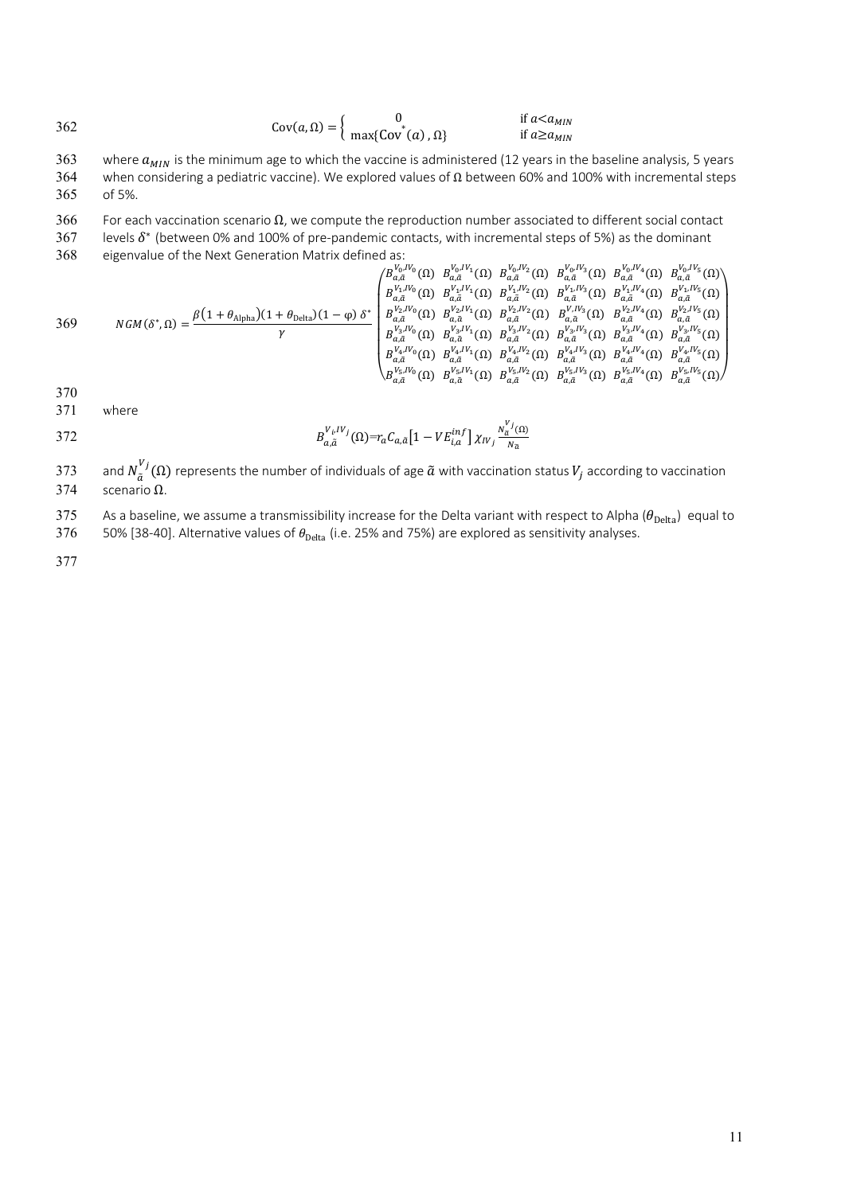$$\mathrm{Cov}(a,\Omega)=\begin{cases}0 & \text{if } a<a_{MIN}\\ \max\{\mathrm{Cov}^*(a),\Omega\} & \text{if } a\geq a_{MIN}\end{cases}$$

where $a_{MIN}$ is the minimum age to which the vaccine is administered (12 years in the baseline analysis, 5 years when considering a pediatric vaccine). We explored values of $\Omega$ between 60% and 100% with incremental steps of 5%.

For each vaccination scenario $\Omega$, we compute the reproduction number associated to different social contact levels $\delta^*$ (between 0% and 100% of pre-pandemic contacts, with incremental steps of 5%) as the dominant eigenvalue of the Next Generation Matrix defined as:

$$NGM(\delta^*,\Omega)=\frac{\beta\left(1+\theta_{\mathrm{Alpha}}\right)(1+\theta_{\mathrm{Delta}})(1-\varphi)\,\delta^*}{\gamma}\begin{pmatrix}B_{a,\tilde{a}}^{V_0,IV_0}(\Omega) & B_{a,\tilde{a}}^{V_0,IV_1}(\Omega) & B_{a,\tilde{a}}^{V_0,IV_2}(\Omega) & B_{a,\tilde{a}}^{V_0,IV_3}(\Omega) & B_{a,\tilde{a}}^{V_0,IV_4}(\Omega) & B_{a,\tilde{a}}^{V_0,IV_5}(\Omega)\\ B_{a,\tilde{a}}^{V_1,IV_0}(\Omega) & B_{a,\tilde{a}}^{V_1,IV_1}(\Omega) & B_{a,\tilde{a}}^{V_1,IV_2}(\Omega) & B_{a,\tilde{a}}^{V_1,IV_3}(\Omega) & B_{a,\tilde{a}}^{V_1,IV_4}(\Omega) & B_{a,\tilde{a}}^{V_1,IV_5}(\Omega)\\ B_{a,\tilde{a}}^{V_2,IV_0}(\Omega) & B_{a,\tilde{a}}^{V_2,IV_1}(\Omega) & B_{a,\tilde{a}}^{V_2,IV_2}(\Omega) & B_{a,\tilde{a}}^{V,IV_3}(\Omega) & B_{a,\tilde{a}}^{V_2,IV_4}(\Omega) & B_{a,\tilde{a}}^{V_2,IV_5}(\Omega)\\ B_{a,\tilde{a}}^{V_3,IV_0}(\Omega) & B_{a,\tilde{a}}^{V_3,IV_1}(\Omega) & B_{a,\tilde{a}}^{V_3,IV_2}(\Omega) & B_{a,\tilde{a}}^{V_3,IV_3}(\Omega) & B_{a,\tilde{a}}^{V_3,IV_4}(\Omega) & B_{a,\tilde{a}}^{V_3,IV_5}(\Omega)\\ B_{a,\tilde{a}}^{V_4,IV_0}(\Omega) & B_{a,\tilde{a}}^{V_4,IV_1}(\Omega) & B_{a,\tilde{a}}^{V_4,IV_2}(\Omega) & B_{a,\tilde{a}}^{V_4,IV_3}(\Omega) & B_{a,\tilde{a}}^{V_4,IV_4}(\Omega) & B_{a,\tilde{a}}^{V_4,IV_5}(\Omega)\\ B_{a,\tilde{a}}^{V_5,IV_0}(\Omega) & B_{a,\tilde{a}}^{V_5,IV_1}(\Omega) & B_{a,\tilde{a}}^{V_5,IV_2}(\Omega) & B_{a,\tilde{a}}^{V_5,IV_3}(\Omega) & B_{a,\tilde{a}}^{V_5,IV_4}(\Omega) & B_{a,\tilde{a}}^{V_5,IV_5}(\Omega)\end{pmatrix}$$

where

$$B_{a,\tilde{a}}^{V_i,IV_j}(\Omega)=r_a C_{a,\tilde{a}}\left[1-VE_{i,a}^{inf}\right]\chi_{IV_j}\frac{N_{\tilde{a}}^{V_j}(\Omega)}{N_{\tilde{a}}}$$

and $N_{\tilde{a}}^{V_j}(\Omega)$ represents the number of individuals of age $\tilde{a}$ with vaccination status $V_j$ according to vaccination scenario $\Omega$.

As a baseline, we assume a transmissibility increase for the Delta variant with respect to Alpha ($\theta_{\mathrm{Delta}}$) equal to 50% [38-40]. Alternative values of $\theta_{\mathrm{Delta}}$ (i.e. 25% and 75%) are explored as sensitivity analyses.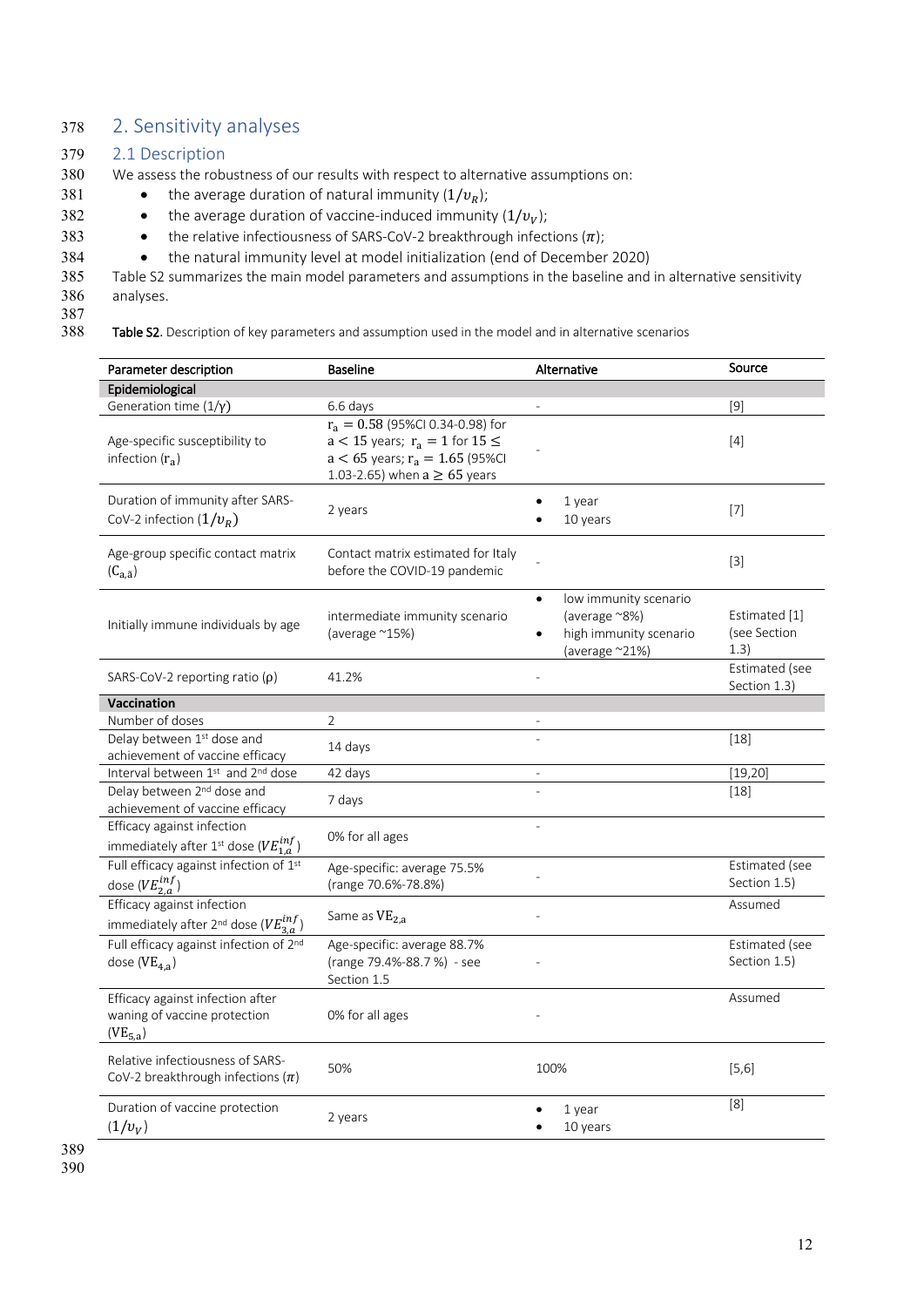## 2. Sensitivity analyses

### 2.1 Description

We assess the robustness of our results with respect to alternative assumptions on:

- the average duration of natural immunity ($1/\upsilon_R$);
- the average duration of vaccine-induced immunity ($1/\upsilon_V$);
- the relative infectiousness of SARS-CoV-2 breakthrough infections ($\pi$);
- the natural immunity level at model initialization (end of December 2020)

Table S2 summarizes the main model parameters and assumptions in the baseline and in alternative sensitivity analyses.

**Table S2.** Description of key parameters and assumption used in the model and in alternative scenarios

| Parameter description | Baseline | Alternative | Source |
|---|---|---|---|
| **Epidemiological** | | | |
| Generation time ($1/\gamma$) | 6.6 days | - | [9] |
| Age-specific susceptibility to infection ($r_a$) | $r_a = 0.58$ (95%CI 0.34-0.98) for $a < 15$ years; $r_a = 1$ for $15 \leq a < 65$ years; $r_a = 1.65$ (95%CI 1.03-2.65) when $a \geq 65$ years | - | [4] |
| Duration of immunity after SARS-CoV-2 infection ($1/\upsilon_R$) | 2 years | • 1 year<br>• 10 years | [7] |
| Age-group specific contact matrix ($C_{a,\hat{a}}$) | Contact matrix estimated for Italy before the COVID-19 pandemic | - | [3] |
| Initially immune individuals by age | intermediate immunity scenario (average ~15%) | • low immunity scenario (average ~8%)<br>• high immunity scenario (average ~21%) | Estimated [1] (see Section 1.3) |
| SARS-CoV-2 reporting ratio ($\rho$) | 41.2% | - | Estimated (see Section 1.3) |
| **Vaccination** | | | |
| Number of doses | 2 | - | |
| Delay between 1st dose and achievement of vaccine efficacy | 14 days | - | [18] |
| Interval between 1st and 2nd dose | 42 days | - | [19,20] |
| Delay between 2nd dose and achievement of vaccine efficacy | 7 days | - | [18] |
| Efficacy against infection immediately after 1st dose ($VE^{inf}_{1,a}$) | 0% for all ages | - | |
| Full efficacy against infection of 1st dose ($VE^{inf}_{2,a}$) | Age-specific: average 75.5% (range 70.6%-78.8%) | - | Estimated (see Section 1.5) |
| Efficacy against infection immediately after 2nd dose ($VE^{inf}_{3,a}$) | Same as $VE_{2,a}$ | - | Assumed |
| Full efficacy against infection of 2nd dose ($VE_{4,a}$) | Age-specific: average 88.7% (range 79.4%-88.7 %) - see Section 1.5 | - | Estimated (see Section 1.5) |
| Efficacy against infection after waning of vaccine protection ($VE_{5,a}$) | 0% for all ages | - | Assumed |
| Relative infectiousness of SARS-CoV-2 breakthrough infections ($\pi$) | 50% | 100% | [5,6] |
| Duration of vaccine protection ($1/\upsilon_V$) | 2 years | • 1 year<br>• 10 years | [8] |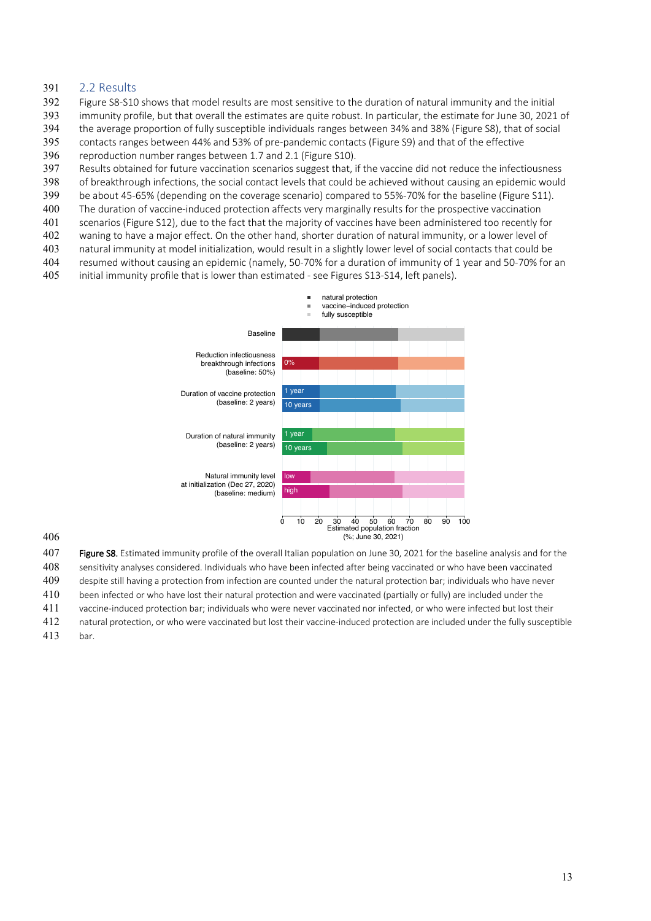## 2.2 Results

Figure S8-S10 shows that model results are most sensitive to the duration of natural immunity and the initial immunity profile, but that overall the estimates are quite robust. In particular, the estimate for June 30, 2021 of the average proportion of fully susceptible individuals ranges between 34% and 38% (Figure S8), that of social contacts ranges between 44% and 53% of pre-pandemic contacts (Figure S9) and that of the effective reproduction number ranges between 1.7 and 2.1 (Figure S10).

Results obtained for future vaccination scenarios suggest that, if the vaccine did not reduce the infectiousness of breakthrough infections, the social contact levels that could be achieved without causing an epidemic would be about 45-65% (depending on the coverage scenario) compared to 55%-70% for the baseline (Figure S11). The duration of vaccine-induced protection affects very marginally results for the prospective vaccination scenarios (Figure S12), due to the fact that the majority of vaccines have been administered too recently for waning to have a major effect. On the other hand, shorter duration of natural immunity, or a lower level of natural immunity at model initialization, would result in a slightly lower level of social contacts that could be resumed without causing an epidemic (namely, 50-70% for a duration of immunity of 1 year and 50-70% for an initial immunity profile that is lower than estimated - see Figures S13-S14, left panels).

**Figure S8.** Estimated immunity profile of the overall Italian population on June 30, 2021 for the baseline analysis and for the sensitivity analyses considered. Individuals who have been infected after being vaccinated or who have been vaccinated despite still having a protection from infection are counted under the natural protection bar; individuals who have never been infected or who have lost their natural protection and were vaccinated (partially or fully) are included under the vaccine-induced protection bar; individuals who were never vaccinated nor infected, or who were infected but lost their natural protection, or who were vaccinated but lost their vaccine-induced protection are included under the fully susceptible bar.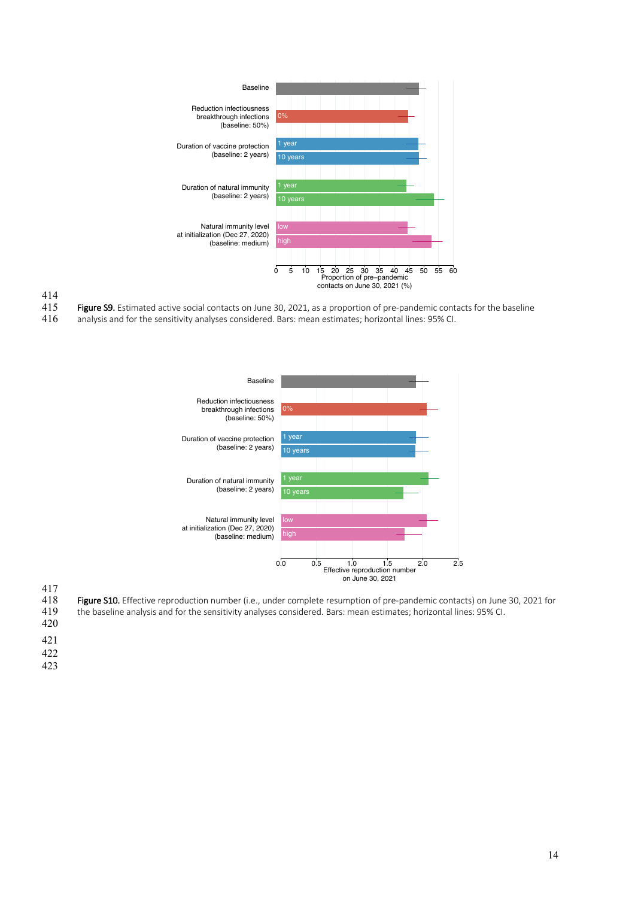**Figure S9.** Estimated active social contacts on June 30, 2021, as a proportion of pre-pandemic contacts for the baseline analysis and for the sensitivity analyses considered. Bars: mean estimates; horizontal lines: 95% CI.

**Figure S10.** Effective reproduction number (i.e., under complete resumption of pre-pandemic contacts) on June 30, 2021 for the baseline analysis and for the sensitivity analyses considered. Bars: mean estimates; horizontal lines: 95% CI.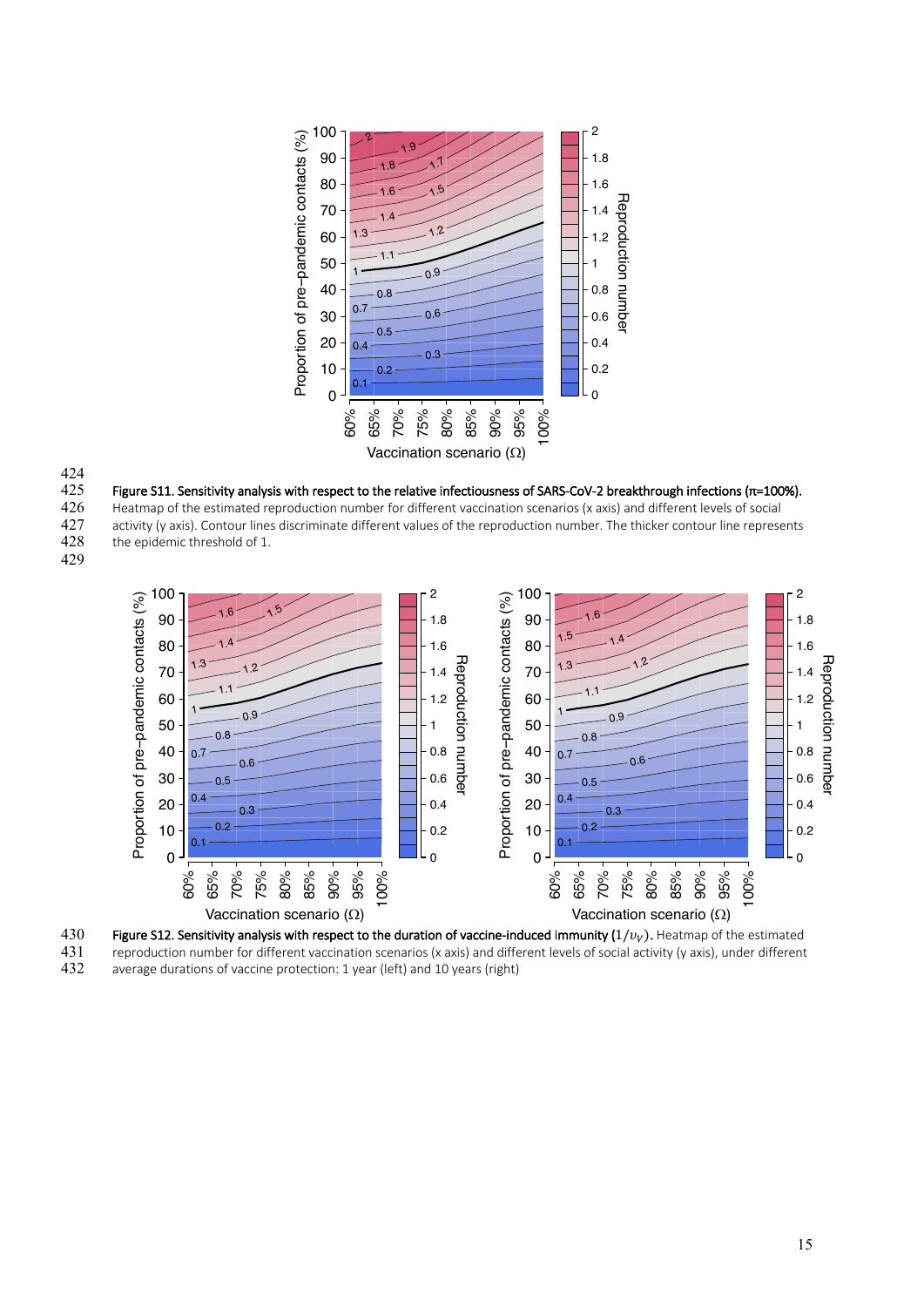Figure S11. Sensitivity analysis with respect to the relative infectiousness of SARS-CoV-2 breakthrough infections (π=100%). Heatmap of the estimated reproduction number for different vaccination scenarios (x axis) and different levels of social activity (y axis). Contour lines discriminate different values of the reproduction number. The thicker contour line represents the epidemic threshold of 1.

Figure S12. Sensitivity analysis with respect to the duration of vaccine-induced immunity ($1/\upsilon_V$). Heatmap of the estimated reproduction number for different vaccination scenarios (x axis) and different levels of social activity (y axis), under different average durations of vaccine protection: 1 year (left) and 10 years (right)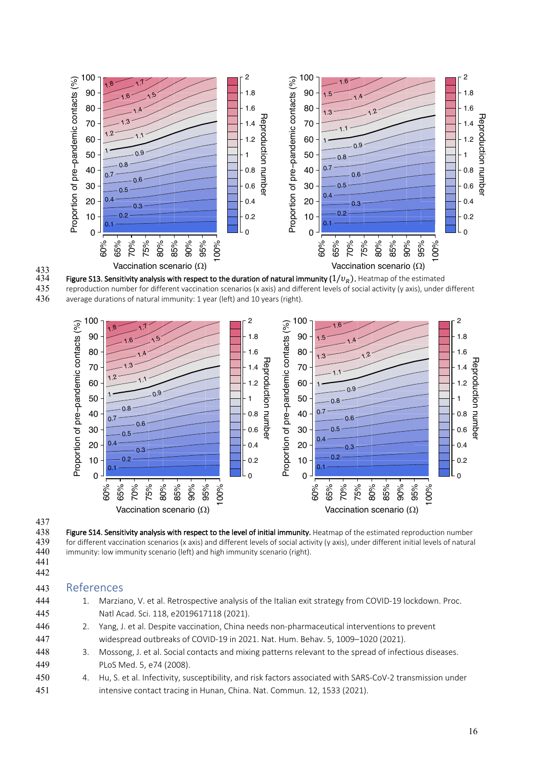**Figure S13. Sensitivity analysis with respect to the duration of natural immunity ($1/v_R$).** Heatmap of the estimated reproduction number for different vaccination scenarios (x axis) and different levels of social activity (y axis), under different average durations of natural immunity: 1 year (left) and 10 years (right).

**Figure S14. Sensitivity analysis with respect to the level of initial immunity.** Heatmap of the estimated reproduction number for different vaccination scenarios (x axis) and different levels of social activity (y axis), under different initial levels of natural immunity: low immunity scenario (left) and high immunity scenario (right).

## References

1. Marziano, V. et al. Retrospective analysis of the Italian exit strategy from COVID-19 lockdown. Proc. Natl Acad. Sci. 118, e2019617118 (2021).
2. Yang, J. et al. Despite vaccination, China needs non-pharmaceutical interventions to prevent widespread outbreaks of COVID-19 in 2021. Nat. Hum. Behav. 5, 1009–1020 (2021).
3. Mossong, J. et al. Social contacts and mixing patterns relevant to the spread of infectious diseases. PLoS Med. 5, e74 (2008).
4. Hu, S. et al. Infectivity, susceptibility, and risk factors associated with SARS-CoV-2 transmission under intensive contact tracing in Hunan, China. Nat. Commun. 12, 1533 (2021).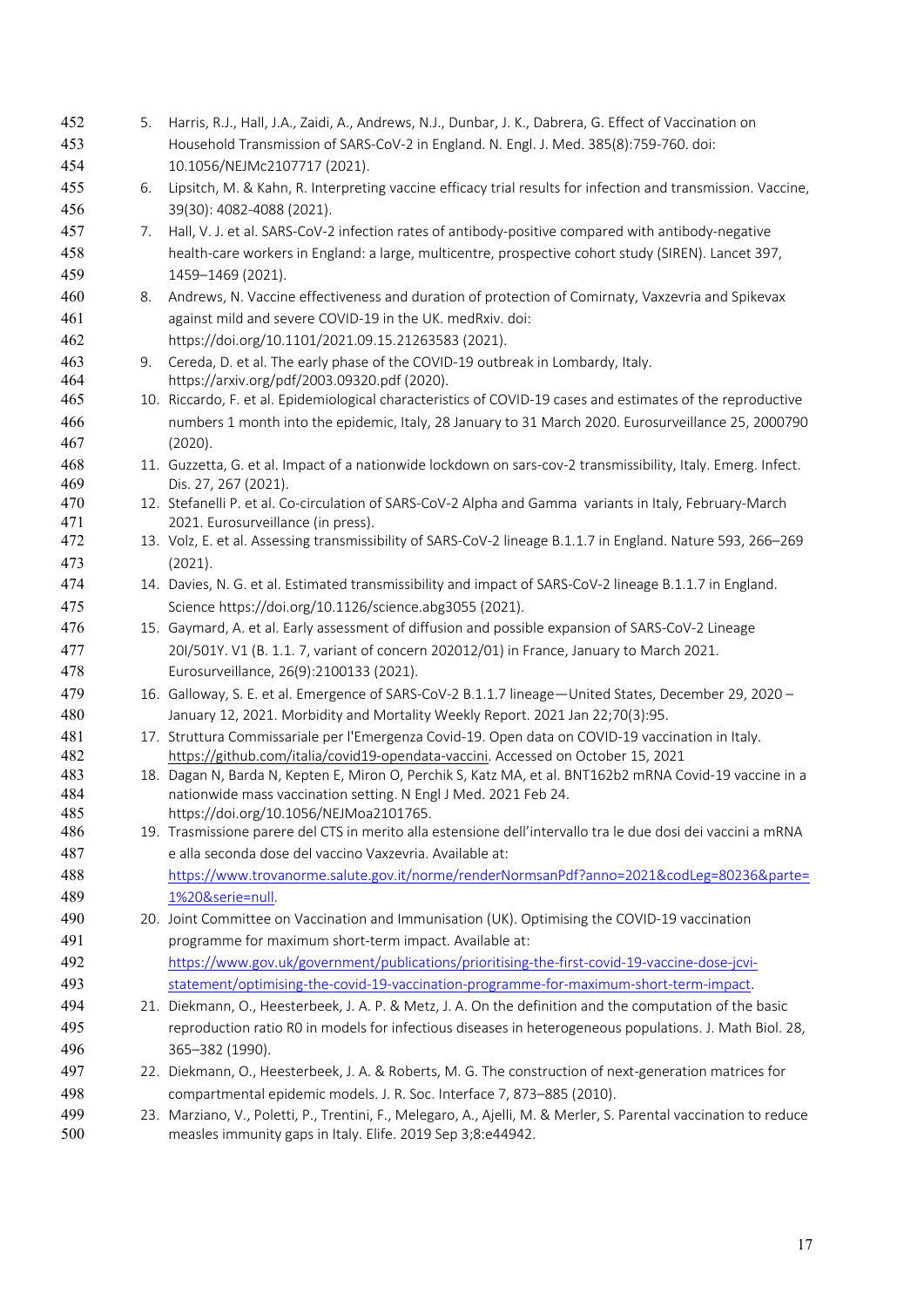5. Harris, R.J., Hall, J.A., Zaidi, A., Andrews, N.J., Dunbar, J. K., Dabrera, G. Effect of Vaccination on Household Transmission of SARS-CoV-2 in England. N. Engl. J. Med. 385(8):759-760. doi: 10.1056/NEJMc2107717 (2021).
6. Lipsitch, M. & Kahn, R. Interpreting vaccine efficacy trial results for infection and transmission. Vaccine, 39(30): 4082-4088 (2021).
7. Hall, V. J. et al. SARS-CoV-2 infection rates of antibody-positive compared with antibody-negative health-care workers in England: a large, multicentre, prospective cohort study (SIREN). Lancet 397, 1459–1469 (2021).
8. Andrews, N. Vaccine effectiveness and duration of protection of Comirnaty, Vaxzevria and Spikevax against mild and severe COVID-19 in the UK. medRxiv. doi: https://doi.org/10.1101/2021.09.15.21263583 (2021).
9. Cereda, D. et al. The early phase of the COVID-19 outbreak in Lombardy, Italy. https://arxiv.org/pdf/2003.09320.pdf (2020).
10. Riccardo, F. et al. Epidemiological characteristics of COVID-19 cases and estimates of the reproductive numbers 1 month into the epidemic, Italy, 28 January to 31 March 2020. Eurosurveillance 25, 2000790 (2020).
11. Guzzetta, G. et al. Impact of a nationwide lockdown on sars-cov-2 transmissibility, Italy. Emerg. Infect. Dis. 27, 267 (2021).
12. Stefanelli P. et al. Co-circulation of SARS-CoV-2 Alpha and Gamma variants in Italy, February-March 2021. Eurosurveillance (in press).
13. Volz, E. et al. Assessing transmissibility of SARS-CoV-2 lineage B.1.1.7 in England. Nature 593, 266–269 (2021).
14. Davies, N. G. et al. Estimated transmissibility and impact of SARS-CoV-2 lineage B.1.1.7 in England. Science https://doi.org/10.1126/science.abg3055 (2021).
15. Gaymard, A. et al. Early assessment of diffusion and possible expansion of SARS-CoV-2 Lineage 20I/501Y. V1 (B. 1.1. 7, variant of concern 202012/01) in France, January to March 2021. Eurosurveillance, 26(9):2100133 (2021).
16. Galloway, S. E. et al. Emergence of SARS-CoV-2 B.1.1.7 lineage—United States, December 29, 2020 – January 12, 2021. Morbidity and Mortality Weekly Report. 2021 Jan 22;70(3):95.
17. Struttura Commissariale per l'Emergenza Covid-19. Open data on COVID-19 vaccination in Italy. https://github.com/italia/covid19-opendata-vaccini. Accessed on October 15, 2021
18. Dagan N, Barda N, Kepten E, Miron O, Perchik S, Katz MA, et al. BNT162b2 mRNA Covid-19 vaccine in a nationwide mass vaccination setting. N Engl J Med. 2021 Feb 24. https://doi.org/10.1056/NEJMoa2101765.
19. Trasmissione parere del CTS in merito alla estensione dell'intervallo tra le due dosi dei vaccini a mRNA e alla seconda dose del vaccino Vaxzevria. Available at: https://www.trovanorme.salute.gov.it/norme/renderNormsanPdf?anno=2021&codLeg=80236&parte=1%20&serie=null.
20. Joint Committee on Vaccination and Immunisation (UK). Optimising the COVID-19 vaccination programme for maximum short-term impact. Available at: https://www.gov.uk/government/publications/prioritising-the-first-covid-19-vaccine-dose-jcvi-statement/optimising-the-covid-19-vaccination-programme-for-maximum-short-term-impact.
21. Diekmann, O., Heesterbeek, J. A. P. & Metz, J. A. On the definition and the computation of the basic reproduction ratio R0 in models for infectious diseases in heterogeneous populations. J. Math Biol. 28, 365–382 (1990).
22. Diekmann, O., Heesterbeek, J. A. & Roberts, M. G. The construction of next-generation matrices for compartmental epidemic models. J. R. Soc. Interface 7, 873–885 (2010).
23. Marziano, V., Poletti, P., Trentini, F., Melegaro, A., Ajelli, M. & Merler, S. Parental vaccination to reduce measles immunity gaps in Italy. Elife. 2019 Sep 3;8:e44942.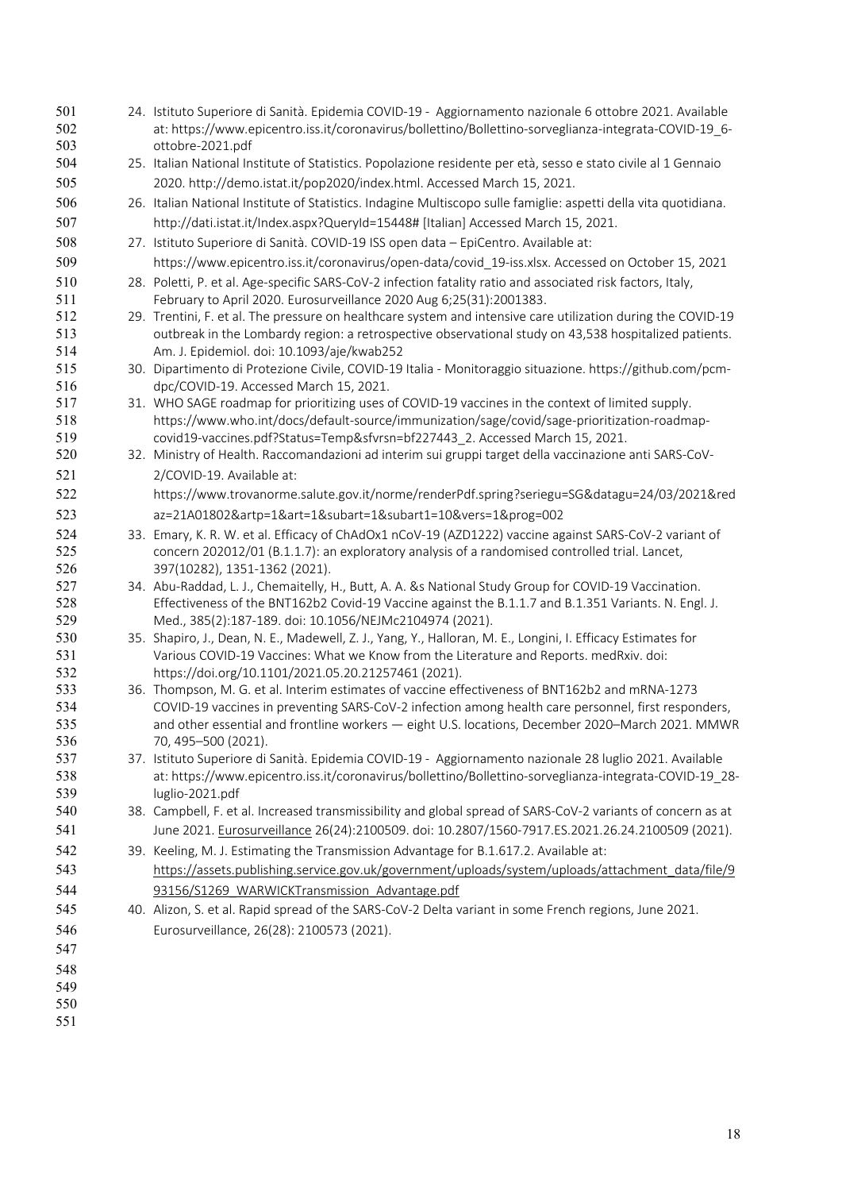24. Istituto Superiore di Sanità. Epidemia COVID-19 - Aggiornamento nazionale 6 ottobre 2021. Available at: https://www.epicentro.iss.it/coronavirus/bollettino/Bollettino-sorveglianza-integrata-COVID-19_6-ottobre-2021.pdf
25. Italian National Institute of Statistics. Popolazione residente per età, sesso e stato civile al 1 Gennaio 2020. http://demo.istat.it/pop2020/index.html. Accessed March 15, 2021.
26. Italian National Institute of Statistics. Indagine Multiscopo sulle famiglie: aspetti della vita quotidiana. http://dati.istat.it/Index.aspx?QueryId=15448# [Italian] Accessed March 15, 2021.
27. Istituto Superiore di Sanità. COVID-19 ISS open data – EpiCentro. Available at: https://www.epicentro.iss.it/coronavirus/open-data/covid_19-iss.xlsx. Accessed on October 15, 2021
28. Poletti, P. et al. Age-specific SARS-CoV-2 infection fatality ratio and associated risk factors, Italy, February to April 2020. Eurosurveillance 2020 Aug 6;25(31):2001383.
29. Trentini, F. et al. The pressure on healthcare system and intensive care utilization during the COVID-19 outbreak in the Lombardy region: a retrospective observational study on 43,538 hospitalized patients. Am. J. Epidemiol. doi: 10.1093/aje/kwab252
30. Dipartimento di Protezione Civile, COVID-19 Italia - Monitoraggio situazione. https://github.com/pcm-dpc/COVID-19. Accessed March 15, 2021.
31. WHO SAGE roadmap for prioritizing uses of COVID-19 vaccines in the context of limited supply. https://www.who.int/docs/default-source/immunization/sage/covid/sage-prioritization-roadmap-covid19-vaccines.pdf?Status=Temp&sfvrsn=bf227443_2. Accessed March 15, 2021.
32. Ministry of Health. Raccomandazioni ad interim sui gruppi target della vaccinazione anti SARS-CoV-2/COVID-19. Available at: https://www.trovanorme.salute.gov.it/norme/renderPdf.spring?seriegu=SG&datagu=24/03/2021&redaz=21A01802&artp=1&art=1&subart=1&subart1=10&vers=1&prog=002
33. Emary, K. R. W. et al. Efficacy of ChAdOx1 nCoV-19 (AZD1222) vaccine against SARS-CoV-2 variant of concern 202012/01 (B.1.1.7): an exploratory analysis of a randomised controlled trial. Lancet, 397(10282), 1351-1362 (2021).
34. Abu-Raddad, L. J., Chemaitelly, H., Butt, A. A. &s National Study Group for COVID-19 Vaccination. Effectiveness of the BNT162b2 Covid-19 Vaccine against the B.1.1.7 and B.1.351 Variants. N. Engl. J. Med., 385(2):187-189. doi: 10.1056/NEJMc2104974 (2021).
35. Shapiro, J., Dean, N. E., Madewell, Z. J., Yang, Y., Halloran, M. E., Longini, I. Efficacy Estimates for Various COVID-19 Vaccines: What we Know from the Literature and Reports. medRxiv. doi: https://doi.org/10.1101/2021.05.20.21257461 (2021).
36. Thompson, M. G. et al. Interim estimates of vaccine effectiveness of BNT162b2 and mRNA-1273 COVID-19 vaccines in preventing SARS-CoV-2 infection among health care personnel, first responders, and other essential and frontline workers — eight U.S. locations, December 2020–March 2021. MMWR 70, 495–500 (2021).
37. Istituto Superiore di Sanità. Epidemia COVID-19 - Aggiornamento nazionale 28 luglio 2021. Available at: https://www.epicentro.iss.it/coronavirus/bollettino/Bollettino-sorveglianza-integrata-COVID-19_28-luglio-2021.pdf
38. Campbell, F. et al. Increased transmissibility and global spread of SARS-CoV-2 variants of concern as at June 2021. Eurosurveillance 26(24):2100509. doi: 10.2807/1560-7917.ES.2021.26.24.2100509 (2021).
39. Keeling, M. J. Estimating the Transmission Advantage for B.1.617.2. Available at: https://assets.publishing.service.gov.uk/government/uploads/system/uploads/attachment_data/file/993156/S1269_WARWICKTransmission_Advantage.pdf
40. Alizon, S. et al. Rapid spread of the SARS-CoV-2 Delta variant in some French regions, June 2021. Eurosurveillance, 26(28): 2100573 (2021).